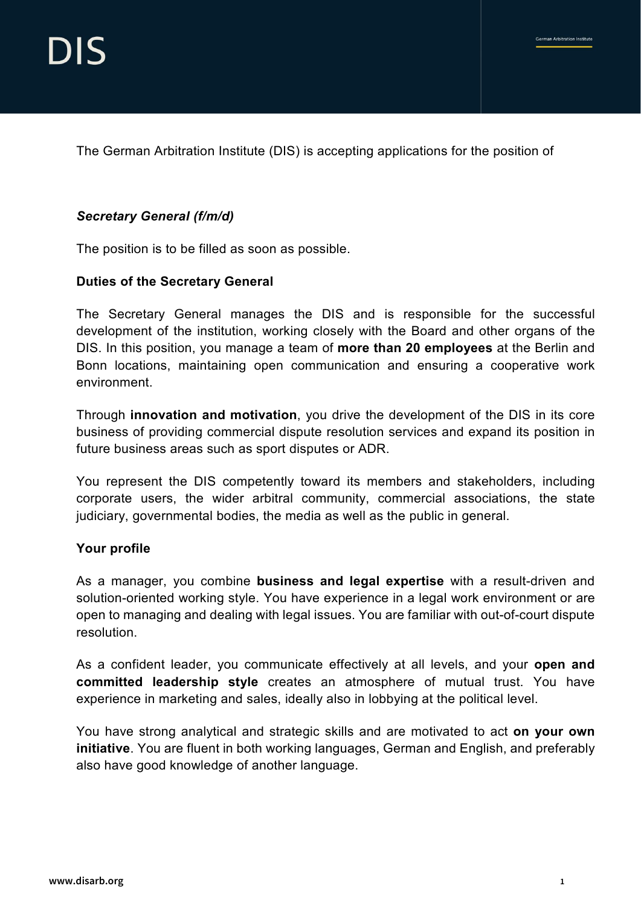DIS

German Arbitration Institute

The German Arbitration Institute (DIS) is accepting applications for the position of

***Secretary General (f/m/d)***

The position is to be filled as soon as possible.

**Duties of the Secretary General**

The Secretary General manages the DIS and is responsible for the successful development of the institution, working closely with the Board and other organs of the DIS. In this position, you manage a team of **more than 20 employees** at the Berlin and Bonn locations, maintaining open communication and ensuring a cooperative work environment.

Through **innovation and motivation**, you drive the development of the DIS in its core business of providing commercial dispute resolution services and expand its position in future business areas such as sport disputes or ADR.

You represent the DIS competently toward its members and stakeholders, including corporate users, the wider arbitral community, commercial associations, the state judiciary, governmental bodies, the media as well as the public in general.

**Your profile**

As a manager, you combine **business and legal expertise** with a result-driven and solution-oriented working style. You have experience in a legal work environment or are open to managing and dealing with legal issues. You are familiar with out-of-court dispute resolution.

As a confident leader, you communicate effectively at all levels, and your **open and committed leadership style** creates an atmosphere of mutual trust. You have experience in marketing and sales, ideally also in lobbying at the political level.

You have strong analytical and strategic skills and are motivated to act **on your own initiative**. You are fluent in both working languages, German and English, and preferably also have good knowledge of another language.

www.disarb.org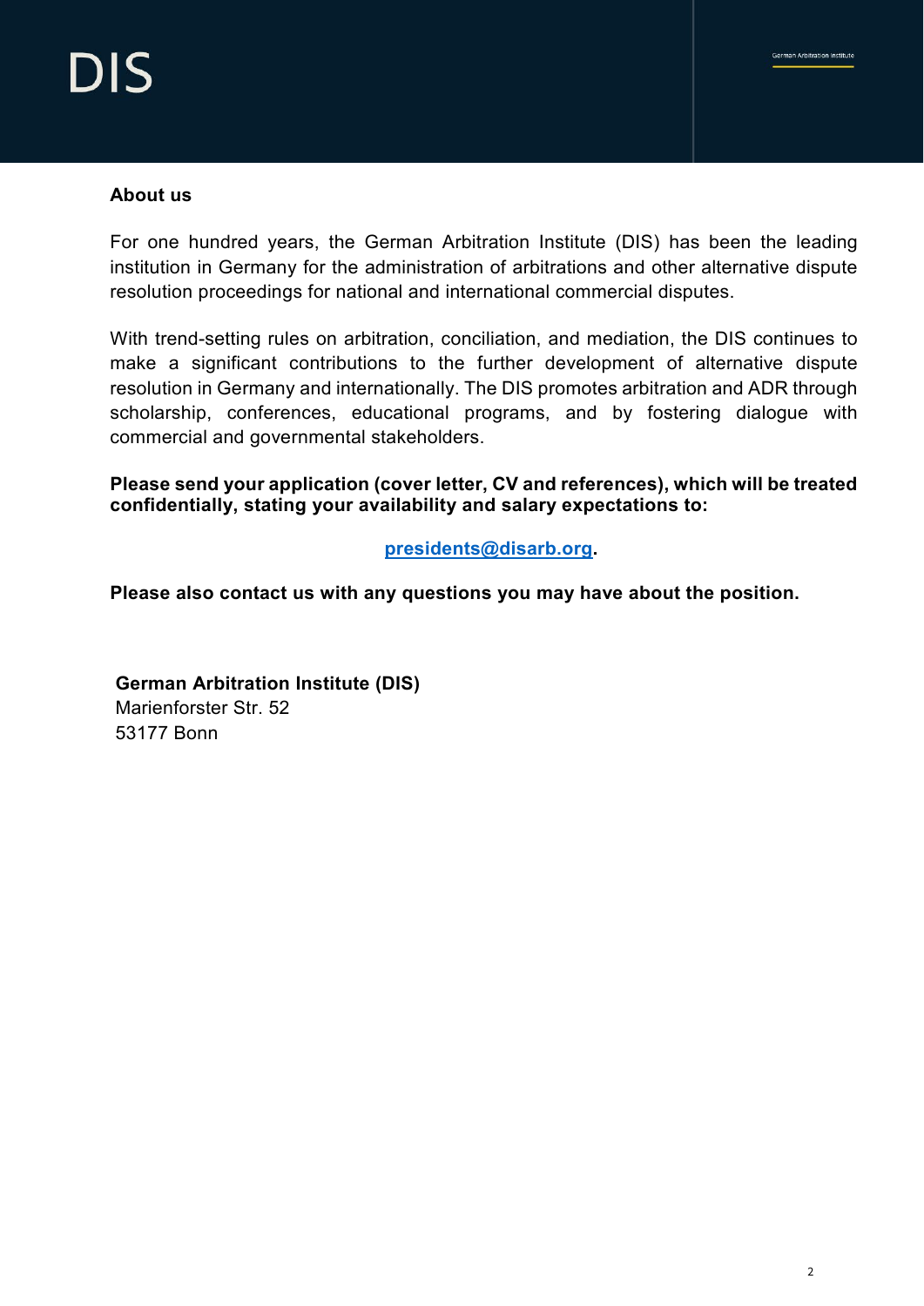**About us**

For one hundred years, the German Arbitration Institute (DIS) has been the leading institution in Germany for the administration of arbitrations and other alternative dispute resolution proceedings for national and international commercial disputes.

With trend-setting rules on arbitration, conciliation, and mediation, the DIS continues to make a significant contributions to the further development of alternative dispute resolution in Germany and internationally. The DIS promotes arbitration and ADR through scholarship, conferences, educational programs, and by fostering dialogue with commercial and governmental stakeholders.

**Please send your application (cover letter, CV and references), which will be treated confidentially, stating your availability and salary expectations to:**

**presidents@disarb.org.**

**Please also contact us with any questions you may have about the position.**

**German Arbitration Institute (DIS)**
Marienforster Str. 52
53177 Bonn